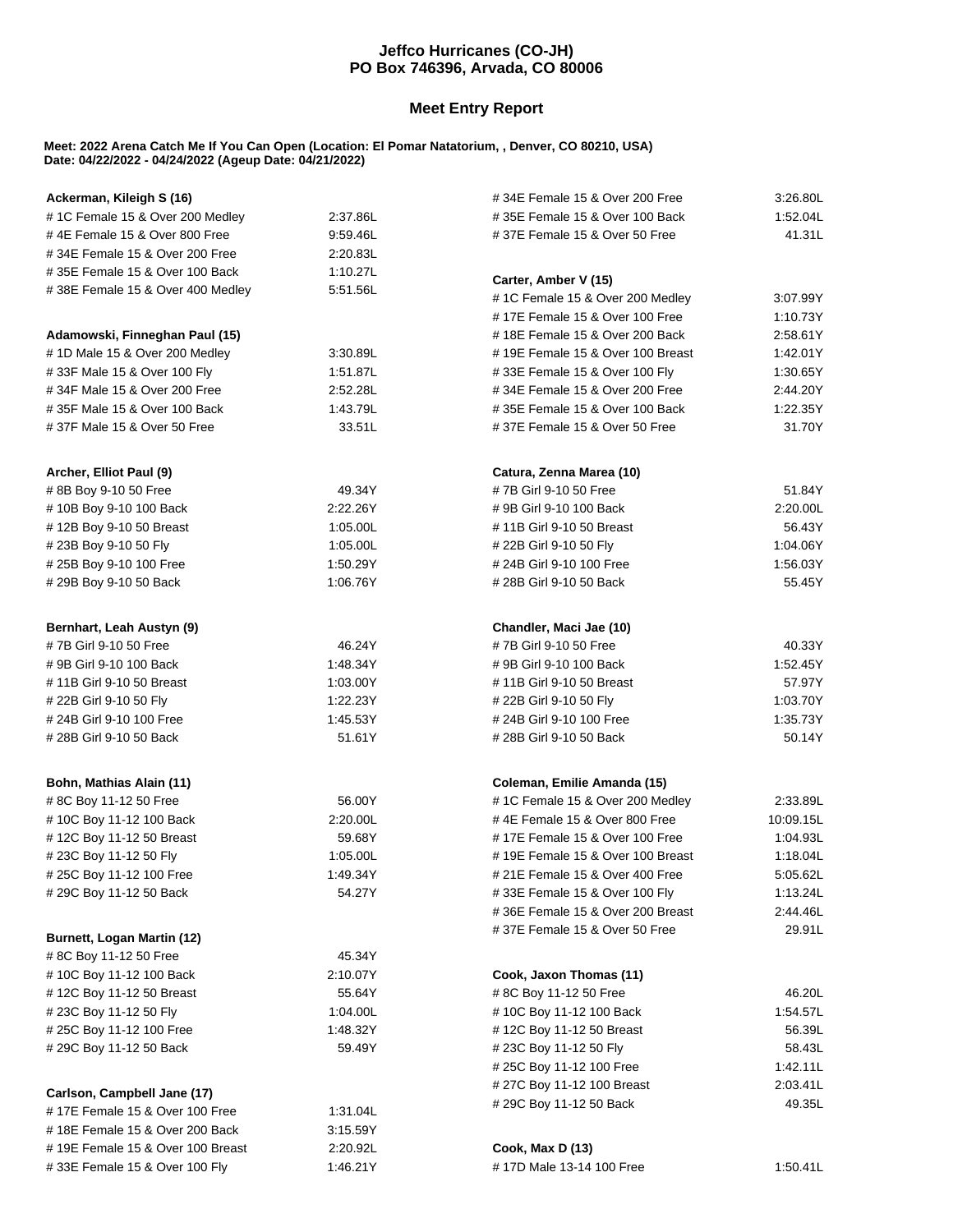# Jeffco Hurricanes (CO-JH)
## PO Box 746396, Arvada, CO 80006

## Meet Entry Report

**Meet: 2022 Arena Catch Me If You Can Open (Location: El Pomar Natatorium, , Denver, CO 80210, USA)**
**Date: 04/22/2022 - 04/24/2022 (Ageup Date: 04/21/2022)**

**Ackerman, Kileigh S (16)**

| Event | Time |
|---|---|
| # 1C Female 15 & Over 200 Medley | 2:37.86L |
| # 4E Female 15 & Over 800 Free | 9:59.46L |
| # 34E Female 15 & Over 200 Free | 2:20.83L |
| # 35E Female 15 & Over 100 Back | 1:10.27L |
| # 38E Female 15 & Over 400 Medley | 5:51.56L |

**Adamowski, Finneghan Paul (15)**

| Event | Time |
|---|---|
| # 1D Male 15 & Over 200 Medley | 3:30.89L |
| # 33F Male 15 & Over 100 Fly | 1:51.87L |
| # 34F Male 15 & Over 200 Free | 2:52.28L |
| # 35F Male 15 & Over 100 Back | 1:43.79L |
| # 37F Male 15 & Over 50 Free | 33.51L |

**Archer, Elliot Paul (9)**

| Event | Time |
|---|---|
| # 8B Boy 9-10 50 Free | 49.34Y |
| # 10B Boy 9-10 100 Back | 2:22.26Y |
| # 12B Boy 9-10 50 Breast | 1:05.00L |
| # 23B Boy 9-10 50 Fly | 1:05.00L |
| # 25B Boy 9-10 100 Free | 1:50.29Y |
| # 29B Boy 9-10 50 Back | 1:06.76Y |

**Bernhart, Leah Austyn (9)**

| Event | Time |
|---|---|
| # 7B Girl 9-10 50 Free | 46.24Y |
| # 9B Girl 9-10 100 Back | 1:48.34Y |
| # 11B Girl 9-10 50 Breast | 1:03.00Y |
| # 22B Girl 9-10 50 Fly | 1:22.23Y |
| # 24B Girl 9-10 100 Free | 1:45.53Y |
| # 28B Girl 9-10 50 Back | 51.61Y |

**Bohn, Mathias Alain (11)**

| Event | Time |
|---|---|
| # 8C Boy 11-12 50 Free | 56.00Y |
| # 10C Boy 11-12 100 Back | 2:20.00L |
| # 12C Boy 11-12 50 Breast | 59.68Y |
| # 23C Boy 11-12 50 Fly | 1:05.00L |
| # 25C Boy 11-12 100 Free | 1:49.34Y |
| # 29C Boy 11-12 50 Back | 54.27Y |

**Burnett, Logan Martin (12)**

| Event | Time |
|---|---|
| # 8C Boy 11-12 50 Free | 45.34Y |
| # 10C Boy 11-12 100 Back | 2:10.07Y |
| # 12C Boy 11-12 50 Breast | 55.64Y |
| # 23C Boy 11-12 50 Fly | 1:04.00L |
| # 25C Boy 11-12 100 Free | 1:48.32Y |
| # 29C Boy 11-12 50 Back | 59.49Y |

**Carlson, Campbell Jane (17)**

| Event | Time |
|---|---|
| # 17E Female 15 & Over 100 Free | 1:31.04L |
| # 18E Female 15 & Over 200 Back | 3:15.59Y |
| # 19E Female 15 & Over 100 Breast | 2:20.92L |
| # 33E Female 15 & Over 100 Fly | 1:46.21Y |
| # 34E Female 15 & Over 200 Free | 3:26.80L |
| # 35E Female 15 & Over 100 Back | 1:52.04L |
| # 37E Female 15 & Over 50 Free | 41.31L |

**Carter, Amber V (15)**

| Event | Time |
|---|---|
| # 1C Female 15 & Over 200 Medley | 3:07.99Y |
| # 17E Female 15 & Over 100 Free | 1:10.73Y |
| # 18E Female 15 & Over 200 Back | 2:58.61Y |
| # 19E Female 15 & Over 100 Breast | 1:42.01Y |
| # 33E Female 15 & Over 100 Fly | 1:30.65Y |
| # 34E Female 15 & Over 200 Free | 2:44.20Y |
| # 35E Female 15 & Over 100 Back | 1:22.35Y |
| # 37E Female 15 & Over 50 Free | 31.70Y |

**Catura, Zenna Marea (10)**

| Event | Time |
|---|---|
| # 7B Girl 9-10 50 Free | 51.84Y |
| # 9B Girl 9-10 100 Back | 2:20.00L |
| # 11B Girl 9-10 50 Breast | 56.43Y |
| # 22B Girl 9-10 50 Fly | 1:04.06Y |
| # 24B Girl 9-10 100 Free | 1:56.03Y |
| # 28B Girl 9-10 50 Back | 55.45Y |

**Chandler, Maci Jae (10)**

| Event | Time |
|---|---|
| # 7B Girl 9-10 50 Free | 40.33Y |
| # 9B Girl 9-10 100 Back | 1:52.45Y |
| # 11B Girl 9-10 50 Breast | 57.97Y |
| # 22B Girl 9-10 50 Fly | 1:03.70Y |
| # 24B Girl 9-10 100 Free | 1:35.73Y |
| # 28B Girl 9-10 50 Back | 50.14Y |

**Coleman, Emilie Amanda (15)**

| Event | Time |
|---|---|
| # 1C Female 15 & Over 200 Medley | 2:33.89L |
| # 4E Female 15 & Over 800 Free | 10:09.15L |
| # 17E Female 15 & Over 100 Free | 1:04.93L |
| # 19E Female 15 & Over 100 Breast | 1:18.04L |
| # 21E Female 15 & Over 400 Free | 5:05.62L |
| # 33E Female 15 & Over 100 Fly | 1:13.24L |
| # 36E Female 15 & Over 200 Breast | 2:44.46L |
| # 37E Female 15 & Over 50 Free | 29.91L |

**Cook, Jaxon Thomas (11)**

| Event | Time |
|---|---|
| # 8C Boy 11-12 50 Free | 46.20L |
| # 10C Boy 11-12 100 Back | 1:54.57L |
| # 12C Boy 11-12 50 Breast | 56.39L |
| # 23C Boy 11-12 50 Fly | 58.43L |
| # 25C Boy 11-12 100 Free | 1:42.11L |
| # 27C Boy 11-12 100 Breast | 2:03.41L |
| # 29C Boy 11-12 50 Back | 49.35L |

**Cook, Max D (13)**

| Event | Time |
|---|---|
| # 17D Male 13-14 100 Free | 1:50.41L |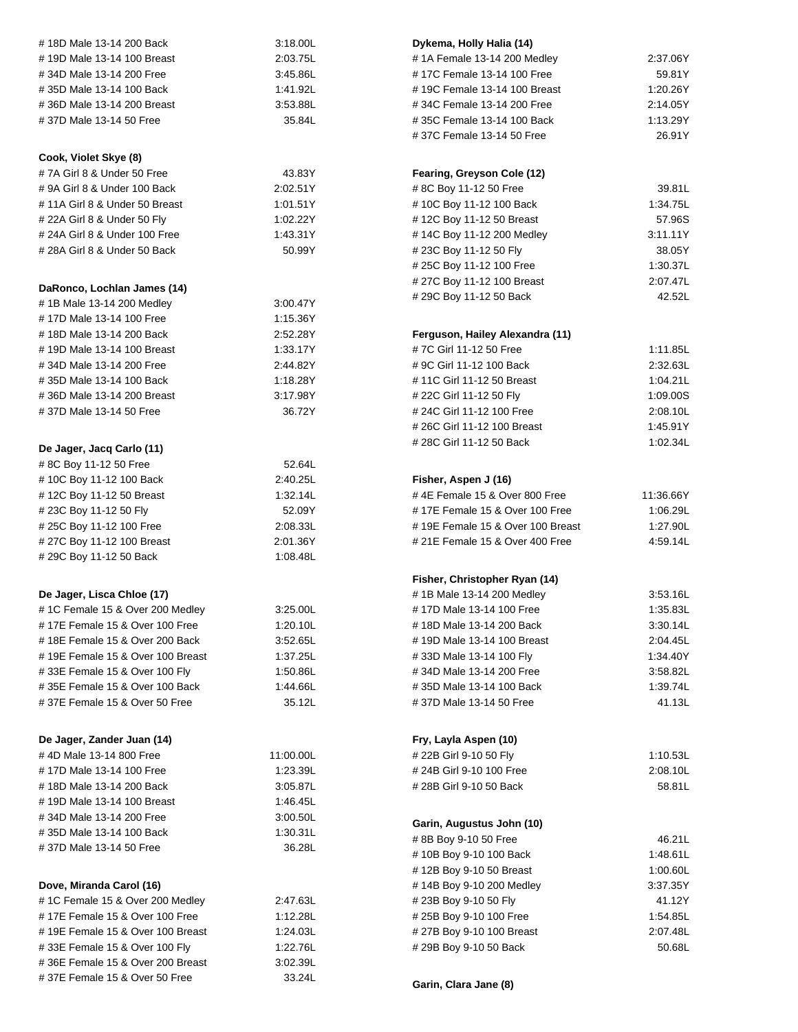# 18D Male 13-14 200 Back 3:18.00L
# 19D Male 13-14 100 Breast 2:03.75L
# 34D Male 13-14 200 Free 3:45.86L
# 35D Male 13-14 100 Back 1:41.92L
# 36D Male 13-14 200 Breast 3:53.88L
# 37D Male 13-14 50 Free 35.84L

**Cook, Violet Skye (8)**

| Event | Time |
|---|---|
| # 7A Girl 8 & Under 50 Free | 43.83Y |
| # 9A Girl 8 & Under 100 Back | 2:02.51Y |
| # 11A Girl 8 & Under 50 Breast | 1:01.51Y |
| # 22A Girl 8 & Under 50 Fly | 1:02.22Y |
| # 24A Girl 8 & Under 100 Free | 1:43.31Y |
| # 28A Girl 8 & Under 50 Back | 50.99Y |

**DaRonco, Lochlan James (14)**

| Event | Time |
|---|---|
| # 1B Male 13-14 200 Medley | 3:00.47Y |
| # 17D Male 13-14 100 Free | 1:15.36Y |
| # 18D Male 13-14 200 Back | 2:52.28Y |
| # 19D Male 13-14 100 Breast | 1:33.17Y |
| # 34D Male 13-14 200 Free | 2:44.82Y |
| # 35D Male 13-14 100 Back | 1:18.28Y |
| # 36D Male 13-14 200 Breast | 3:17.98Y |
| # 37D Male 13-14 50 Free | 36.72Y |

**De Jager, Jacq Carlo (11)**

| Event | Time |
|---|---|
| # 8C Boy 11-12 50 Free | 52.64L |
| # 10C Boy 11-12 100 Back | 2:40.25L |
| # 12C Boy 11-12 50 Breast | 1:32.14L |
| # 23C Boy 11-12 50 Fly | 52.09Y |
| # 25C Boy 11-12 100 Free | 2:08.33L |
| # 27C Boy 11-12 100 Breast | 2:01.36Y |
| # 29C Boy 11-12 50 Back | 1:08.48L |

**De Jager, Lisca Chloe (17)**

| Event | Time |
|---|---|
| # 1C Female 15 & Over 200 Medley | 3:25.00L |
| # 17E Female 15 & Over 100 Free | 1:20.10L |
| # 18E Female 15 & Over 200 Back | 3:52.65L |
| # 19E Female 15 & Over 100 Breast | 1:37.25L |
| # 33E Female 15 & Over 100 Fly | 1:50.86L |
| # 35E Female 15 & Over 100 Back | 1:44.66L |
| # 37E Female 15 & Over 50 Free | 35.12L |

**De Jager, Zander Juan (14)**

| Event | Time |
|---|---|
| # 4D Male 13-14 800 Free | 11:00.00L |
| # 17D Male 13-14 100 Free | 1:23.39L |
| # 18D Male 13-14 200 Back | 3:05.87L |
| # 19D Male 13-14 100 Breast | 1:46.45L |
| # 34D Male 13-14 200 Free | 3:00.50L |
| # 35D Male 13-14 100 Back | 1:30.31L |
| # 37D Male 13-14 50 Free | 36.28L |

**Dove, Miranda Carol (16)**

| Event | Time |
|---|---|
| # 1C Female 15 & Over 200 Medley | 2:47.63L |
| # 17E Female 15 & Over 100 Free | 1:12.28L |
| # 19E Female 15 & Over 100 Breast | 1:24.03L |
| # 33E Female 15 & Over 100 Fly | 1:22.76L |
| # 36E Female 15 & Over 200 Breast | 3:02.39L |
| # 37E Female 15 & Over 50 Free | 33.24L |

**Dykema, Holly Halia (14)**

| Event | Time |
|---|---|
| # 1A Female 13-14 200 Medley | 2:37.06Y |
| # 17C Female 13-14 100 Free | 59.81Y |
| # 19C Female 13-14 100 Breast | 1:20.26Y |
| # 34C Female 13-14 200 Free | 2:14.05Y |
| # 35C Female 13-14 100 Back | 1:13.29Y |
| # 37C Female 13-14 50 Free | 26.91Y |

**Fearing, Greyson Cole (12)**

| Event | Time |
|---|---|
| # 8C Boy 11-12 50 Free | 39.81L |
| # 10C Boy 11-12 100 Back | 1:34.75L |
| # 12C Boy 11-12 50 Breast | 57.96S |
| # 14C Boy 11-12 200 Medley | 3:11.11Y |
| # 23C Boy 11-12 50 Fly | 38.05Y |
| # 25C Boy 11-12 100 Free | 1:30.37L |
| # 27C Boy 11-12 100 Breast | 2:07.47L |
| # 29C Boy 11-12 50 Back | 42.52L |

**Ferguson, Hailey Alexandra (11)**

| Event | Time |
|---|---|
| # 7C Girl 11-12 50 Free | 1:11.85L |
| # 9C Girl 11-12 100 Back | 2:32.63L |
| # 11C Girl 11-12 50 Breast | 1:04.21L |
| # 22C Girl 11-12 50 Fly | 1:09.00S |
| # 24C Girl 11-12 100 Free | 2:08.10L |
| # 26C Girl 11-12 100 Breast | 1:45.91Y |
| # 28C Girl 11-12 50 Back | 1:02.34L |

**Fisher, Aspen J (16)**

| Event | Time |
|---|---|
| # 4E Female 15 & Over 800 Free | 11:36.66Y |
| # 17E Female 15 & Over 100 Free | 1:06.29L |
| # 19E Female 15 & Over 100 Breast | 1:27.90L |
| # 21E Female 15 & Over 400 Free | 4:59.14L |

**Fisher, Christopher Ryan (14)**

| Event | Time |
|---|---|
| # 1B Male 13-14 200 Medley | 3:53.16L |
| # 17D Male 13-14 100 Free | 1:35.83L |
| # 18D Male 13-14 200 Back | 3:30.14L |
| # 19D Male 13-14 100 Breast | 2:04.45L |
| # 33D Male 13-14 100 Fly | 1:34.40Y |
| # 34D Male 13-14 200 Free | 3:58.82L |
| # 35D Male 13-14 100 Back | 1:39.74L |
| # 37D Male 13-14 50 Free | 41.13L |

**Fry, Layla Aspen (10)**

| Event | Time |
|---|---|
| # 22B Girl 9-10 50 Fly | 1:10.53L |
| # 24B Girl 9-10 100 Free | 2:08.10L |
| # 28B Girl 9-10 50 Back | 58.81L |

**Garin, Augustus John (10)**

| Event | Time |
|---|---|
| # 8B Boy 9-10 50 Free | 46.21L |
| # 10B Boy 9-10 100 Back | 1:48.61L |
| # 12B Boy 9-10 50 Breast | 1:00.60L |
| # 14B Boy 9-10 200 Medley | 3:37.35Y |
| # 23B Boy 9-10 50 Fly | 41.12Y |
| # 25B Boy 9-10 100 Free | 1:54.85L |
| # 27B Boy 9-10 100 Breast | 2:07.48L |
| # 29B Boy 9-10 50 Back | 50.68L |

**Garin, Clara Jane (8)**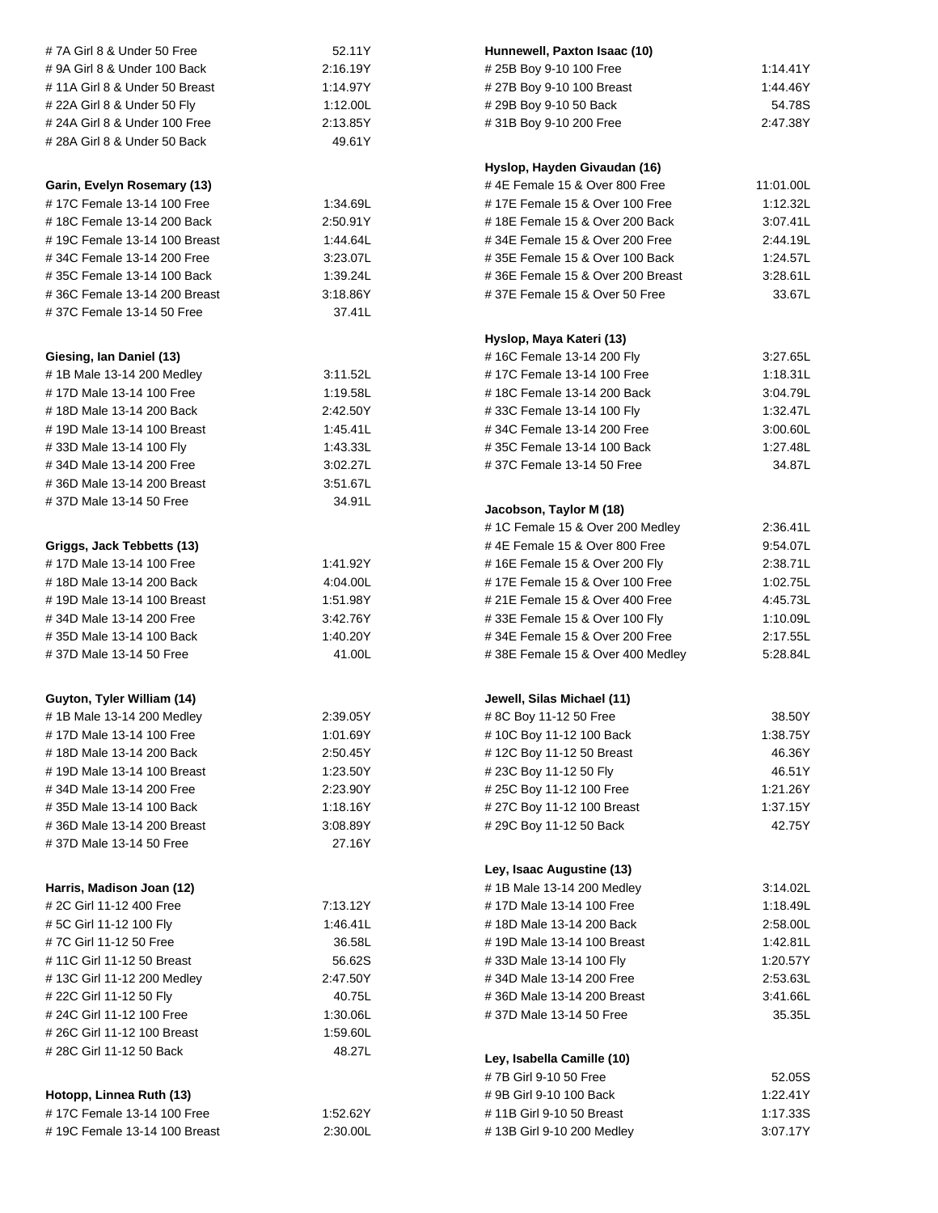| | |
|---|---|
| # 7A Girl 8 & Under 50 Free | 52.11Y |
| # 9A Girl 8 & Under 100 Back | 2:16.19Y |
| # 11A Girl 8 & Under 50 Breast | 1:14.97Y |
| # 22A Girl 8 & Under 50 Fly | 1:12.00L |
| # 24A Girl 8 & Under 100 Free | 2:13.85Y |
| # 28A Girl 8 & Under 50 Back | 49.61Y |

**Garin, Evelyn Rosemary (13)**

| | |
|---|---|
| # 17C Female 13-14 100 Free | 1:34.69L |
| # 18C Female 13-14 200 Back | 2:50.91Y |
| # 19C Female 13-14 100 Breast | 1:44.64L |
| # 34C Female 13-14 200 Free | 3:23.07L |
| # 35C Female 13-14 100 Back | 1:39.24L |
| # 36C Female 13-14 200 Breast | 3:18.86Y |
| # 37C Female 13-14 50 Free | 37.41L |

**Giesing, Ian Daniel (13)**

| | |
|---|---|
| # 1B Male 13-14 200 Medley | 3:11.52L |
| # 17D Male 13-14 100 Free | 1:19.58L |
| # 18D Male 13-14 200 Back | 2:42.50Y |
| # 19D Male 13-14 100 Breast | 1:45.41L |
| # 33D Male 13-14 100 Fly | 1:43.33L |
| # 34D Male 13-14 200 Free | 3:02.27L |
| # 36D Male 13-14 200 Breast | 3:51.67L |
| # 37D Male 13-14 50 Free | 34.91L |

**Griggs, Jack Tebbetts (13)**

| | |
|---|---|
| # 17D Male 13-14 100 Free | 1:41.92Y |
| # 18D Male 13-14 200 Back | 4:04.00L |
| # 19D Male 13-14 100 Breast | 1:51.98Y |
| # 34D Male 13-14 200 Free | 3:42.76Y |
| # 35D Male 13-14 100 Back | 1:40.20Y |
| # 37D Male 13-14 50 Free | 41.00L |

**Guyton, Tyler William (14)**

| | |
|---|---|
| # 1B Male 13-14 200 Medley | 2:39.05Y |
| # 17D Male 13-14 100 Free | 1:01.69Y |
| # 18D Male 13-14 200 Back | 2:50.45Y |
| # 19D Male 13-14 100 Breast | 1:23.50Y |
| # 34D Male 13-14 200 Free | 2:23.90Y |
| # 35D Male 13-14 100 Back | 1:18.16Y |
| # 36D Male 13-14 200 Breast | 3:08.89Y |
| # 37D Male 13-14 50 Free | 27.16Y |

**Harris, Madison Joan (12)**

| | |
|---|---|
| # 2C Girl 11-12 400 Free | 7:13.12Y |
| # 5C Girl 11-12 100 Fly | 1:46.41L |
| # 7C Girl 11-12 50 Free | 36.58L |
| # 11C Girl 11-12 50 Breast | 56.62S |
| # 13C Girl 11-12 200 Medley | 2:47.50Y |
| # 22C Girl 11-12 50 Fly | 40.75L |
| # 24C Girl 11-12 100 Free | 1:30.06L |
| # 26C Girl 11-12 100 Breast | 1:59.60L |
| # 28C Girl 11-12 50 Back | 48.27L |

**Hotopp, Linnea Ruth (13)**

| | |
|---|---|
| # 17C Female 13-14 100 Free | 1:52.62Y |
| # 19C Female 13-14 100 Breast | 2:30.00L |

**Hunnewell, Paxton Isaac (10)**

| | |
|---|---|
| # 25B Boy 9-10 100 Free | 1:14.41Y |
| # 27B Boy 9-10 100 Breast | 1:44.46Y |
| # 29B Boy 9-10 50 Back | 54.78S |
| # 31B Boy 9-10 200 Free | 2:47.38Y |

**Hyslop, Hayden Givaudan (16)**

| | |
|---|---|
| # 4E Female 15 & Over 800 Free | 11:01.00L |
| # 17E Female 15 & Over 100 Free | 1:12.32L |
| # 18E Female 15 & Over 200 Back | 3:07.41L |
| # 34E Female 15 & Over 200 Free | 2:44.19L |
| # 35E Female 15 & Over 100 Back | 1:24.57L |
| # 36E Female 15 & Over 200 Breast | 3:28.61L |
| # 37E Female 15 & Over 50 Free | 33.67L |

**Hyslop, Maya Kateri (13)**

| | |
|---|---|
| # 16C Female 13-14 200 Fly | 3:27.65L |
| # 17C Female 13-14 100 Free | 1:18.31L |
| # 18C Female 13-14 200 Back | 3:04.79L |
| # 33C Female 13-14 100 Fly | 1:32.47L |
| # 34C Female 13-14 200 Free | 3:00.60L |
| # 35C Female 13-14 100 Back | 1:27.48L |
| # 37C Female 13-14 50 Free | 34.87L |

**Jacobson, Taylor M (18)**

| | |
|---|---|
| # 1C Female 15 & Over 200 Medley | 2:36.41L |
| # 4E Female 15 & Over 800 Free | 9:54.07L |
| # 16E Female 15 & Over 200 Fly | 2:38.71L |
| # 17E Female 15 & Over 100 Free | 1:02.75L |
| # 21E Female 15 & Over 400 Free | 4:45.73L |
| # 33E Female 15 & Over 100 Fly | 1:10.09L |
| # 34E Female 15 & Over 200 Free | 2:17.55L |
| # 38E Female 15 & Over 400 Medley | 5:28.84L |

**Jewell, Silas Michael (11)**

| | |
|---|---|
| # 8C Boy 11-12 50 Free | 38.50Y |
| # 10C Boy 11-12 100 Back | 1:38.75Y |
| # 12C Boy 11-12 50 Breast | 46.36Y |
| # 23C Boy 11-12 50 Fly | 46.51Y |
| # 25C Boy 11-12 100 Free | 1:21.26Y |
| # 27C Boy 11-12 100 Breast | 1:37.15Y |
| # 29C Boy 11-12 50 Back | 42.75Y |

**Ley, Isaac Augustine (13)**

| | |
|---|---|
| # 1B Male 13-14 200 Medley | 3:14.02L |
| # 17D Male 13-14 100 Free | 1:18.49L |
| # 18D Male 13-14 200 Back | 2:58.00L |
| # 19D Male 13-14 100 Breast | 1:42.81L |
| # 33D Male 13-14 100 Fly | 1:20.57Y |
| # 34D Male 13-14 200 Free | 2:53.63L |
| # 36D Male 13-14 200 Breast | 3:41.66L |
| # 37D Male 13-14 50 Free | 35.35L |

**Ley, Isabella Camille (10)**

| | |
|---|---|
| # 7B Girl 9-10 50 Free | 52.05S |
| # 9B Girl 9-10 100 Back | 1:22.41Y |
| # 11B Girl 9-10 50 Breast | 1:17.33S |
| # 13B Girl 9-10 200 Medley | 3:07.17Y |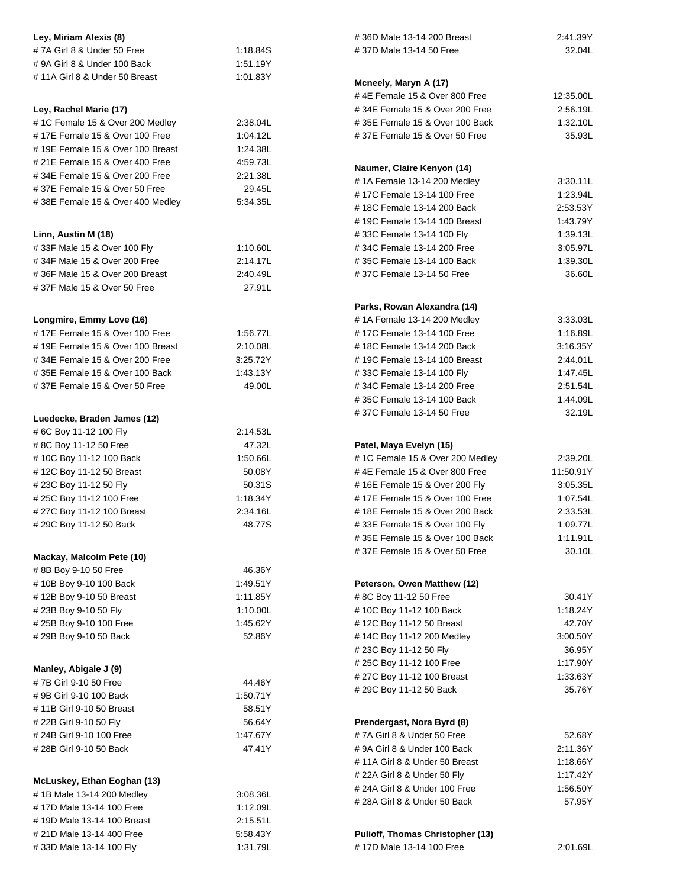**Ley, Miriam Alexis (8)**

| | |
|---|---|
| # 7A Girl 8 & Under 50 Free | 1:18.84S |
| # 9A Girl 8 & Under 100 Back | 1:51.19Y |
| # 11A Girl 8 & Under 50 Breast | 1:01.83Y |

**Ley, Rachel Marie (17)**

| | |
|---|---|
| # 1C Female 15 & Over 200 Medley | 2:38.04L |
| # 17E Female 15 & Over 100 Free | 1:04.12L |
| # 19E Female 15 & Over 100 Breast | 1:24.38L |
| # 21E Female 15 & Over 400 Free | 4:59.73L |
| # 34E Female 15 & Over 200 Free | 2:21.38L |
| # 37E Female 15 & Over 50 Free | 29.45L |
| # 38E Female 15 & Over 400 Medley | 5:34.35L |

**Linn, Austin M (18)**

| | |
|---|---|
| # 33F Male 15 & Over 100 Fly | 1:10.60L |
| # 34F Male 15 & Over 200 Free | 2:14.17L |
| # 36F Male 15 & Over 200 Breast | 2:40.49L |
| # 37F Male 15 & Over 50 Free | 27.91L |

**Longmire, Emmy Love (16)**

| | |
|---|---|
| # 17E Female 15 & Over 100 Free | 1:56.77L |
| # 19E Female 15 & Over 100 Breast | 2:10.08L |
| # 34E Female 15 & Over 200 Free | 3:25.72Y |
| # 35E Female 15 & Over 100 Back | 1:43.13Y |
| # 37E Female 15 & Over 50 Free | 49.00L |

**Luedecke, Braden James (12)**

| | |
|---|---|
| # 6C Boy 11-12 100 Fly | 2:14.53L |
| # 8C Boy 11-12 50 Free | 47.32L |
| # 10C Boy 11-12 100 Back | 1:50.66L |
| # 12C Boy 11-12 50 Breast | 50.08Y |
| # 23C Boy 11-12 50 Fly | 50.31S |
| # 25C Boy 11-12 100 Free | 1:18.34Y |
| # 27C Boy 11-12 100 Breast | 2:34.16L |
| # 29C Boy 11-12 50 Back | 48.77S |

**Mackay, Malcolm Pete (10)**

| | |
|---|---|
| # 8B Boy 9-10 50 Free | 46.36Y |
| # 10B Boy 9-10 100 Back | 1:49.51Y |
| # 12B Boy 9-10 50 Breast | 1:11.85Y |
| # 23B Boy 9-10 50 Fly | 1:10.00L |
| # 25B Boy 9-10 100 Free | 1:45.62Y |
| # 29B Boy 9-10 50 Back | 52.86Y |

**Manley, Abigale J (9)**

| | |
|---|---|
| # 7B Girl 9-10 50 Free | 44.46Y |
| # 9B Girl 9-10 100 Back | 1:50.71Y |
| # 11B Girl 9-10 50 Breast | 58.51Y |
| # 22B Girl 9-10 50 Fly | 56.64Y |
| # 24B Girl 9-10 100 Free | 1:47.67Y |
| # 28B Girl 9-10 50 Back | 47.41Y |

**McLuskey, Ethan Eoghan (13)**

| | |
|---|---|
| # 1B Male 13-14 200 Medley | 3:08.36L |
| # 17D Male 13-14 100 Free | 1:12.09L |
| # 19D Male 13-14 100 Breast | 2:15.51L |
| # 21D Male 13-14 400 Free | 5:58.43Y |
| # 33D Male 13-14 100 Fly | 1:31.79L |
| # 36D Male 13-14 200 Breast | 2:41.39Y |
| # 37D Male 13-14 50 Free | 32.04L |

**Mcneely, Maryn A (17)**

| | |
|---|---|
| # 4E Female 15 & Over 800 Free | 12:35.00L |
| # 34E Female 15 & Over 200 Free | 2:56.19L |
| # 35E Female 15 & Over 100 Back | 1:32.10L |
| # 37E Female 15 & Over 50 Free | 35.93L |

**Naumer, Claire Kenyon (14)**

| | |
|---|---|
| # 1A Female 13-14 200 Medley | 3:30.11L |
| # 17C Female 13-14 100 Free | 1:23.94L |
| # 18C Female 13-14 200 Back | 2:53.53Y |
| # 19C Female 13-14 100 Breast | 1:43.79Y |
| # 33C Female 13-14 100 Fly | 1:39.13L |
| # 34C Female 13-14 200 Free | 3:05.97L |
| # 35C Female 13-14 100 Back | 1:39.30L |
| # 37C Female 13-14 50 Free | 36.60L |

**Parks, Rowan Alexandra (14)**

| | |
|---|---|
| # 1A Female 13-14 200 Medley | 3:33.03L |
| # 17C Female 13-14 100 Free | 1:16.89L |
| # 18C Female 13-14 200 Back | 3:16.35Y |
| # 19C Female 13-14 100 Breast | 2:44.01L |
| # 33C Female 13-14 100 Fly | 1:47.45L |
| # 34C Female 13-14 200 Free | 2:51.54L |
| # 35C Female 13-14 100 Back | 1:44.09L |
| # 37C Female 13-14 50 Free | 32.19L |

**Patel, Maya Evelyn (15)**

| | |
|---|---|
| # 1C Female 15 & Over 200 Medley | 2:39.20L |
| # 4E Female 15 & Over 800 Free | 11:50.91Y |
| # 16E Female 15 & Over 200 Fly | 3:05.35L |
| # 17E Female 15 & Over 100 Free | 1:07.54L |
| # 18E Female 15 & Over 200 Back | 2:33.53L |
| # 33E Female 15 & Over 100 Fly | 1:09.77L |
| # 35E Female 15 & Over 100 Back | 1:11.91L |
| # 37E Female 15 & Over 50 Free | 30.10L |

**Peterson, Owen Matthew (12)**

| | |
|---|---|
| # 8C Boy 11-12 50 Free | 30.41Y |
| # 10C Boy 11-12 100 Back | 1:18.24Y |
| # 12C Boy 11-12 50 Breast | 42.70Y |
| # 14C Boy 11-12 200 Medley | 3:00.50Y |
| # 23C Boy 11-12 50 Fly | 36.95Y |
| # 25C Boy 11-12 100 Free | 1:17.90Y |
| # 27C Boy 11-12 100 Breast | 1:33.63Y |
| # 29C Boy 11-12 50 Back | 35.76Y |

**Prendergast, Nora Byrd (8)**

| | |
|---|---|
| # 7A Girl 8 & Under 50 Free | 52.68Y |
| # 9A Girl 8 & Under 100 Back | 2:11.36Y |
| # 11A Girl 8 & Under 50 Breast | 1:18.66Y |
| # 22A Girl 8 & Under 50 Fly | 1:17.42Y |
| # 24A Girl 8 & Under 100 Free | 1:56.50Y |
| # 28A Girl 8 & Under 50 Back | 57.95Y |

**Pulioff, Thomas Christopher (13)**

| | |
|---|---|
| # 17D Male 13-14 100 Free | 2:01.69L |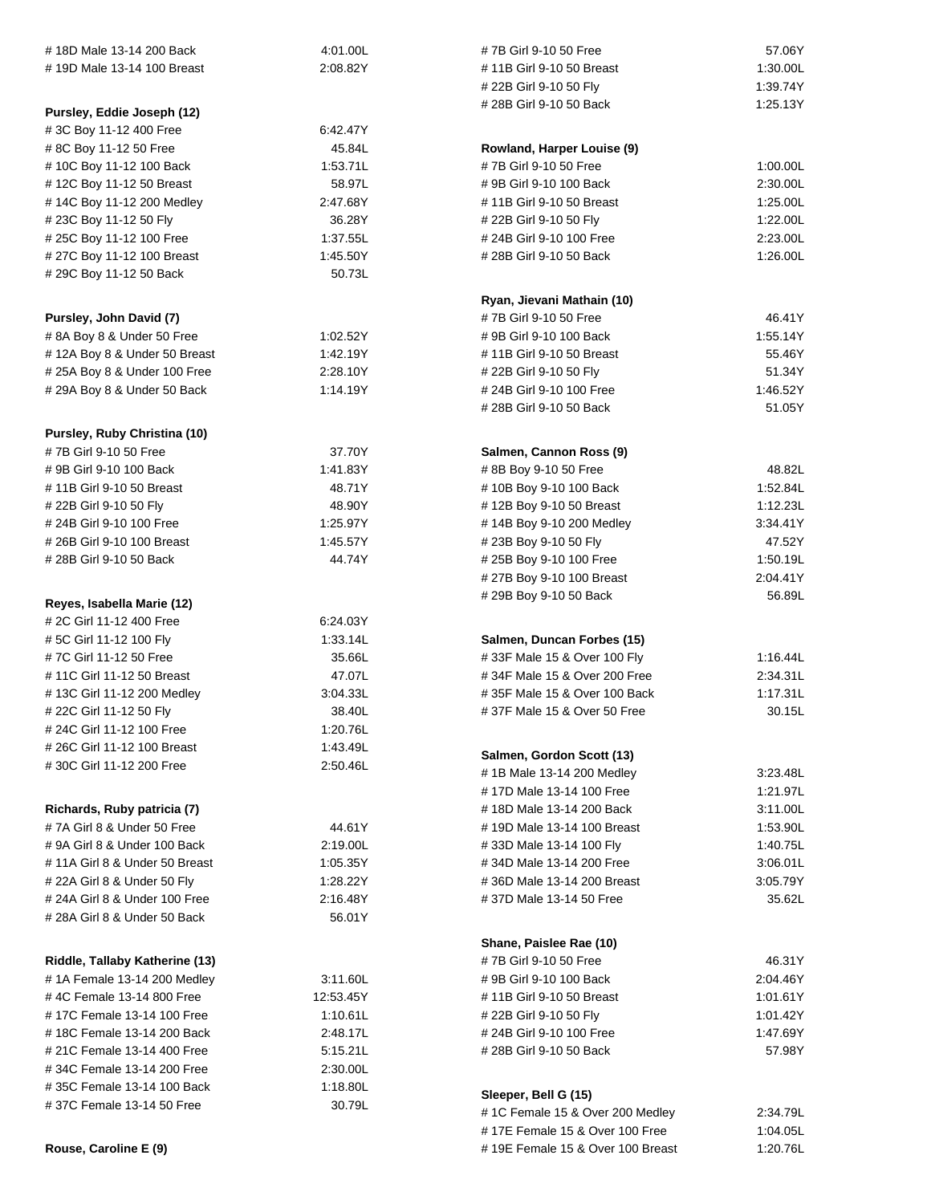# 18D Male 13-14 200 Back 4:01.00L
# 19D Male 13-14 100 Breast 2:08.82Y

**Pursley, Eddie Joseph (12)**

| Event | Time |
|---|---|
| # 3C Boy 11-12 400 Free | 6:42.47Y |
| # 8C Boy 11-12 50 Free | 45.84L |
| # 10C Boy 11-12 100 Back | 1:53.71L |
| # 12C Boy 11-12 50 Breast | 58.97L |
| # 14C Boy 11-12 200 Medley | 2:47.68Y |
| # 23C Boy 11-12 50 Fly | 36.28Y |
| # 25C Boy 11-12 100 Free | 1:37.55L |
| # 27C Boy 11-12 100 Breast | 1:45.50Y |
| # 29C Boy 11-12 50 Back | 50.73L |

**Pursley, John David (7)**

| Event | Time |
|---|---|
| # 8A Boy 8 & Under 50 Free | 1:02.52Y |
| # 12A Boy 8 & Under 50 Breast | 1:42.19Y |
| # 25A Boy 8 & Under 100 Free | 2:28.10Y |
| # 29A Boy 8 & Under 50 Back | 1:14.19Y |

**Pursley, Ruby Christina (10)**

| Event | Time |
|---|---|
| # 7B Girl 9-10 50 Free | 37.70Y |
| # 9B Girl 9-10 100 Back | 1:41.83Y |
| # 11B Girl 9-10 50 Breast | 48.71Y |
| # 22B Girl 9-10 50 Fly | 48.90Y |
| # 24B Girl 9-10 100 Free | 1:25.97Y |
| # 26B Girl 9-10 100 Breast | 1:45.57Y |
| # 28B Girl 9-10 50 Back | 44.74Y |

**Reyes, Isabella Marie (12)**

| Event | Time |
|---|---|
| # 2C Girl 11-12 400 Free | 6:24.03Y |
| # 5C Girl 11-12 100 Fly | 1:33.14L |
| # 7C Girl 11-12 50 Free | 35.66L |
| # 11C Girl 11-12 50 Breast | 47.07L |
| # 13C Girl 11-12 200 Medley | 3:04.33L |
| # 22C Girl 11-12 50 Fly | 38.40L |
| # 24C Girl 11-12 100 Free | 1:20.76L |
| # 26C Girl 11-12 100 Breast | 1:43.49L |
| # 30C Girl 11-12 200 Free | 2:50.46L |

**Richards, Ruby patricia (7)**

| Event | Time |
|---|---|
| # 7A Girl 8 & Under 50 Free | 44.61Y |
| # 9A Girl 8 & Under 100 Back | 2:19.00L |
| # 11A Girl 8 & Under 50 Breast | 1:05.35Y |
| # 22A Girl 8 & Under 50 Fly | 1:28.22Y |
| # 24A Girl 8 & Under 100 Free | 2:16.48Y |
| # 28A Girl 8 & Under 50 Back | 56.01Y |

**Riddle, Tallaby Katherine (13)**

| Event | Time |
|---|---|
| # 1A Female 13-14 200 Medley | 3:11.60L |
| # 4C Female 13-14 800 Free | 12:53.45Y |
| # 17C Female 13-14 100 Free | 1:10.61L |
| # 18C Female 13-14 200 Back | 2:48.17L |
| # 21C Female 13-14 400 Free | 5:15.21L |
| # 34C Female 13-14 200 Free | 2:30.00L |
| # 35C Female 13-14 100 Back | 1:18.80L |
| # 37C Female 13-14 50 Free | 30.79L |

**Rouse, Caroline E (9)**

| Event | Time |
|---|---|
| # 7B Girl 9-10 50 Free | 57.06Y |
| # 11B Girl 9-10 50 Breast | 1:30.00L |
| # 22B Girl 9-10 50 Fly | 1:39.74Y |
| # 28B Girl 9-10 50 Back | 1:25.13Y |

**Rowland, Harper Louise (9)**

| Event | Time |
|---|---|
| # 7B Girl 9-10 50 Free | 1:00.00L |
| # 9B Girl 9-10 100 Back | 2:30.00L |
| # 11B Girl 9-10 50 Breast | 1:25.00L |
| # 22B Girl 9-10 50 Fly | 1:22.00L |
| # 24B Girl 9-10 100 Free | 2:23.00L |
| # 28B Girl 9-10 50 Back | 1:26.00L |

**Ryan, Jievani Mathain (10)**

| Event | Time |
|---|---|
| # 7B Girl 9-10 50 Free | 46.41Y |
| # 9B Girl 9-10 100 Back | 1:55.14Y |
| # 11B Girl 9-10 50 Breast | 55.46Y |
| # 22B Girl 9-10 50 Fly | 51.34Y |
| # 24B Girl 9-10 100 Free | 1:46.52Y |
| # 28B Girl 9-10 50 Back | 51.05Y |

**Salmen, Cannon Ross (9)**

| Event | Time |
|---|---|
| # 8B Boy 9-10 50 Free | 48.82L |
| # 10B Boy 9-10 100 Back | 1:52.84L |
| # 12B Boy 9-10 50 Breast | 1:12.23L |
| # 14B Boy 9-10 200 Medley | 3:34.41Y |
| # 23B Boy 9-10 50 Fly | 47.52Y |
| # 25B Boy 9-10 100 Free | 1:50.19L |
| # 27B Boy 9-10 100 Breast | 2:04.41Y |
| # 29B Boy 9-10 50 Back | 56.89L |

**Salmen, Duncan Forbes (15)**

| Event | Time |
|---|---|
| # 33F Male 15 & Over 100 Fly | 1:16.44L |
| # 34F Male 15 & Over 200 Free | 2:34.31L |
| # 35F Male 15 & Over 100 Back | 1:17.31L |
| # 37F Male 15 & Over 50 Free | 30.15L |

**Salmen, Gordon Scott (13)**

| Event | Time |
|---|---|
| # 1B Male 13-14 200 Medley | 3:23.48L |
| # 17D Male 13-14 100 Free | 1:21.97L |
| # 18D Male 13-14 200 Back | 3:11.00L |
| # 19D Male 13-14 100 Breast | 1:53.90L |
| # 33D Male 13-14 100 Fly | 1:40.75L |
| # 34D Male 13-14 200 Free | 3:06.01L |
| # 36D Male 13-14 200 Breast | 3:05.79Y |
| # 37D Male 13-14 50 Free | 35.62L |

**Shane, Paislee Rae (10)**

| Event | Time |
|---|---|
| # 7B Girl 9-10 50 Free | 46.31Y |
| # 9B Girl 9-10 100 Back | 2:04.46Y |
| # 11B Girl 9-10 50 Breast | 1:01.61Y |
| # 22B Girl 9-10 50 Fly | 1:01.42Y |
| # 24B Girl 9-10 100 Free | 1:47.69Y |
| # 28B Girl 9-10 50 Back | 57.98Y |

**Sleeper, Bell G (15)**

| Event | Time |
|---|---|
| # 1C Female 15 & Over 200 Medley | 2:34.79L |
| # 17E Female 15 & Over 100 Free | 1:04.05L |
| # 19E Female 15 & Over 100 Breast | 1:20.76L |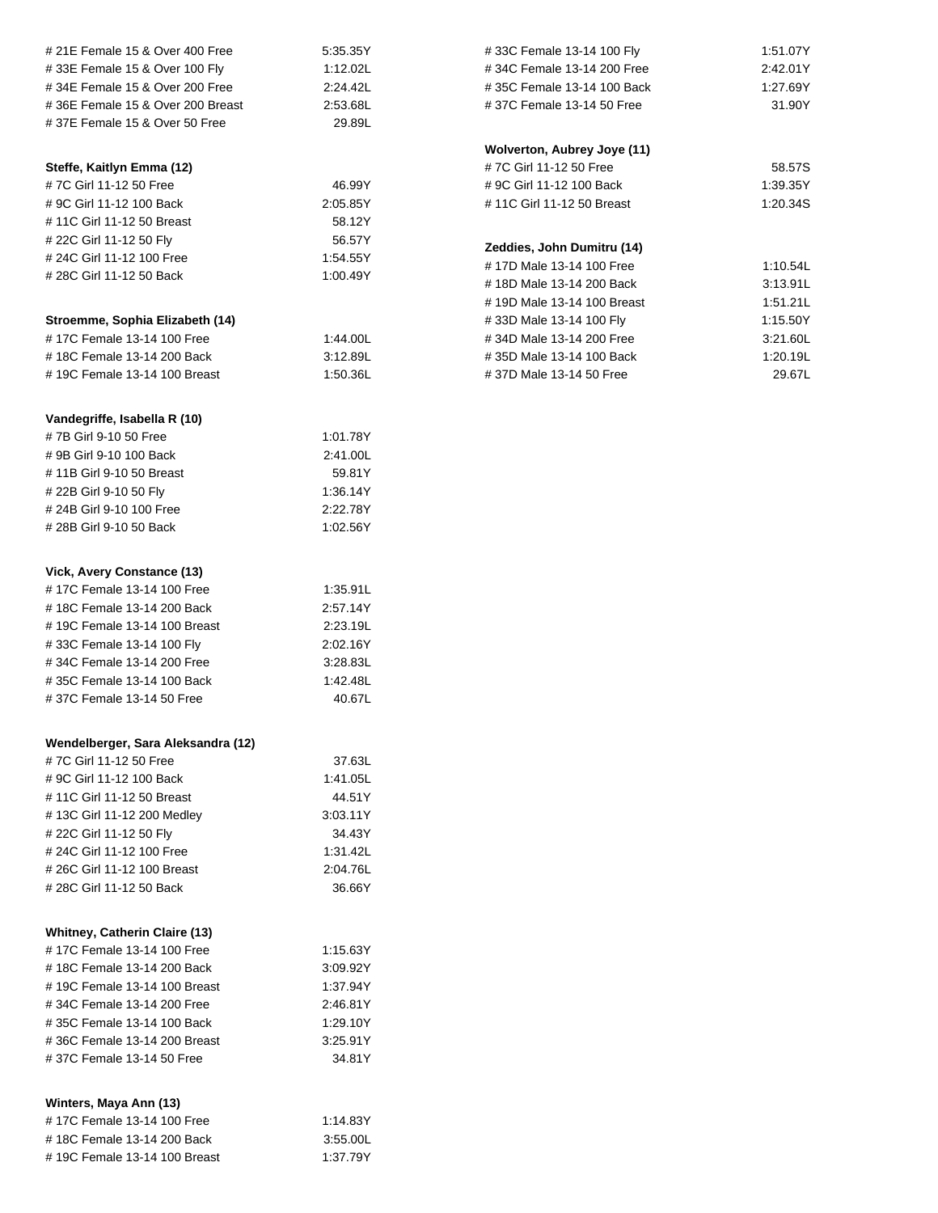| Event | Time |
| --- | --- |
| # 21E Female 15 & Over 400 Free | 5:35.35Y |
| # 33E Female 15 & Over 100 Fly | 1:12.02L |
| # 34E Female 15 & Over 200 Free | 2:24.42L |
| # 36E Female 15 & Over 200 Breast | 2:53.68L |
| # 37E Female 15 & Over 50 Free | 29.89L |

**Steffe, Kaitlyn Emma (12)**

| Event | Time |
| --- | --- |
| # 7C Girl 11-12 50 Free | 46.99Y |
| # 9C Girl 11-12 100 Back | 2:05.85Y |
| # 11C Girl 11-12 50 Breast | 58.12Y |
| # 22C Girl 11-12 50 Fly | 56.57Y |
| # 24C Girl 11-12 100 Free | 1:54.55Y |
| # 28C Girl 11-12 50 Back | 1:00.49Y |

**Stroemme, Sophia Elizabeth (14)**

| Event | Time |
| --- | --- |
| # 17C Female 13-14 100 Free | 1:44.00L |
| # 18C Female 13-14 200 Back | 3:12.89L |
| # 19C Female 13-14 100 Breast | 1:50.36L |

**Vandegriffe, Isabella R (10)**

| Event | Time |
| --- | --- |
| # 7B Girl 9-10 50 Free | 1:01.78Y |
| # 9B Girl 9-10 100 Back | 2:41.00L |
| # 11B Girl 9-10 50 Breast | 59.81Y |
| # 22B Girl 9-10 50 Fly | 1:36.14Y |
| # 24B Girl 9-10 100 Free | 2:22.78Y |
| # 28B Girl 9-10 50 Back | 1:02.56Y |

**Vick, Avery Constance (13)**

| Event | Time |
| --- | --- |
| # 17C Female 13-14 100 Free | 1:35.91L |
| # 18C Female 13-14 200 Back | 2:57.14Y |
| # 19C Female 13-14 100 Breast | 2:23.19L |
| # 33C Female 13-14 100 Fly | 2:02.16Y |
| # 34C Female 13-14 200 Free | 3:28.83L |
| # 35C Female 13-14 100 Back | 1:42.48L |
| # 37C Female 13-14 50 Free | 40.67L |

**Wendelberger, Sara Aleksandra (12)**

| Event | Time |
| --- | --- |
| # 7C Girl 11-12 50 Free | 37.63L |
| # 9C Girl 11-12 100 Back | 1:41.05L |
| # 11C Girl 11-12 50 Breast | 44.51Y |
| # 13C Girl 11-12 200 Medley | 3:03.11Y |
| # 22C Girl 11-12 50 Fly | 34.43Y |
| # 24C Girl 11-12 100 Free | 1:31.42L |
| # 26C Girl 11-12 100 Breast | 2:04.76L |
| # 28C Girl 11-12 50 Back | 36.66Y |

**Whitney, Catherin Claire (13)**

| Event | Time |
| --- | --- |
| # 17C Female 13-14 100 Free | 1:15.63Y |
| # 18C Female 13-14 200 Back | 3:09.92Y |
| # 19C Female 13-14 100 Breast | 1:37.94Y |
| # 34C Female 13-14 200 Free | 2:46.81Y |
| # 35C Female 13-14 100 Back | 1:29.10Y |
| # 36C Female 13-14 200 Breast | 3:25.91Y |
| # 37C Female 13-14 50 Free | 34.81Y |

**Winters, Maya Ann (13)**

| Event | Time |
| --- | --- |
| # 17C Female 13-14 100 Free | 1:14.83Y |
| # 18C Female 13-14 200 Back | 3:55.00L |
| # 19C Female 13-14 100 Breast | 1:37.79Y |
| # 33C Female 13-14 100 Fly | 1:51.07Y |
| # 34C Female 13-14 200 Free | 2:42.01Y |
| # 35C Female 13-14 100 Back | 1:27.69Y |
| # 37C Female 13-14 50 Free | 31.90Y |

**Wolverton, Aubrey Joye (11)**

| Event | Time |
| --- | --- |
| # 7C Girl 11-12 50 Free | 58.57S |
| # 9C Girl 11-12 100 Back | 1:39.35Y |
| # 11C Girl 11-12 50 Breast | 1:20.34S |

**Zeddies, John Dumitru (14)**

| Event | Time |
| --- | --- |
| # 17D Male 13-14 100 Free | 1:10.54L |
| # 18D Male 13-14 200 Back | 3:13.91L |
| # 19D Male 13-14 100 Breast | 1:51.21L |
| # 33D Male 13-14 100 Fly | 1:15.50Y |
| # 34D Male 13-14 200 Free | 3:21.60L |
| # 35D Male 13-14 100 Back | 1:20.19L |
| # 37D Male 13-14 50 Free | 29.67L |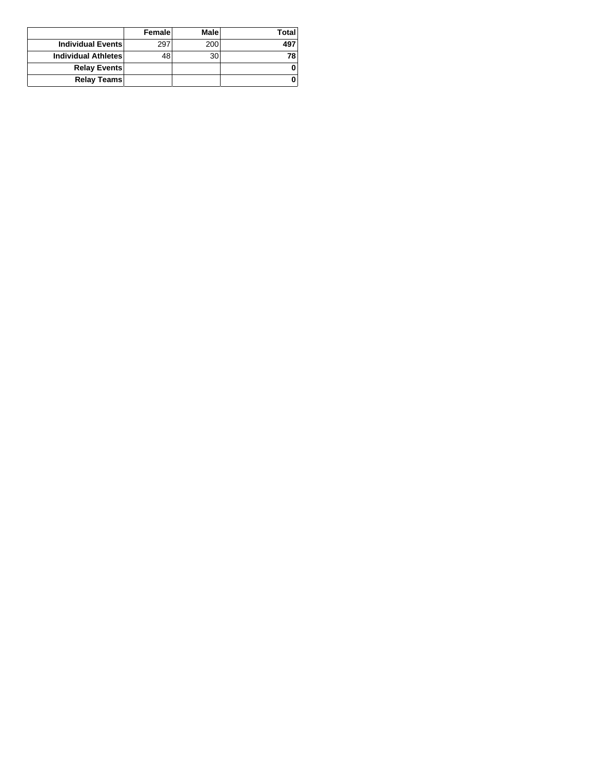| | Female | Male | Total |
|---|---|---|---|
| **Individual Events** | 297 | 200 | **497** |
| **Individual Athletes** | 48 | 30 | **78** |
| **Relay Events** | | | **0** |
| **Relay Teams** | | | **0** |